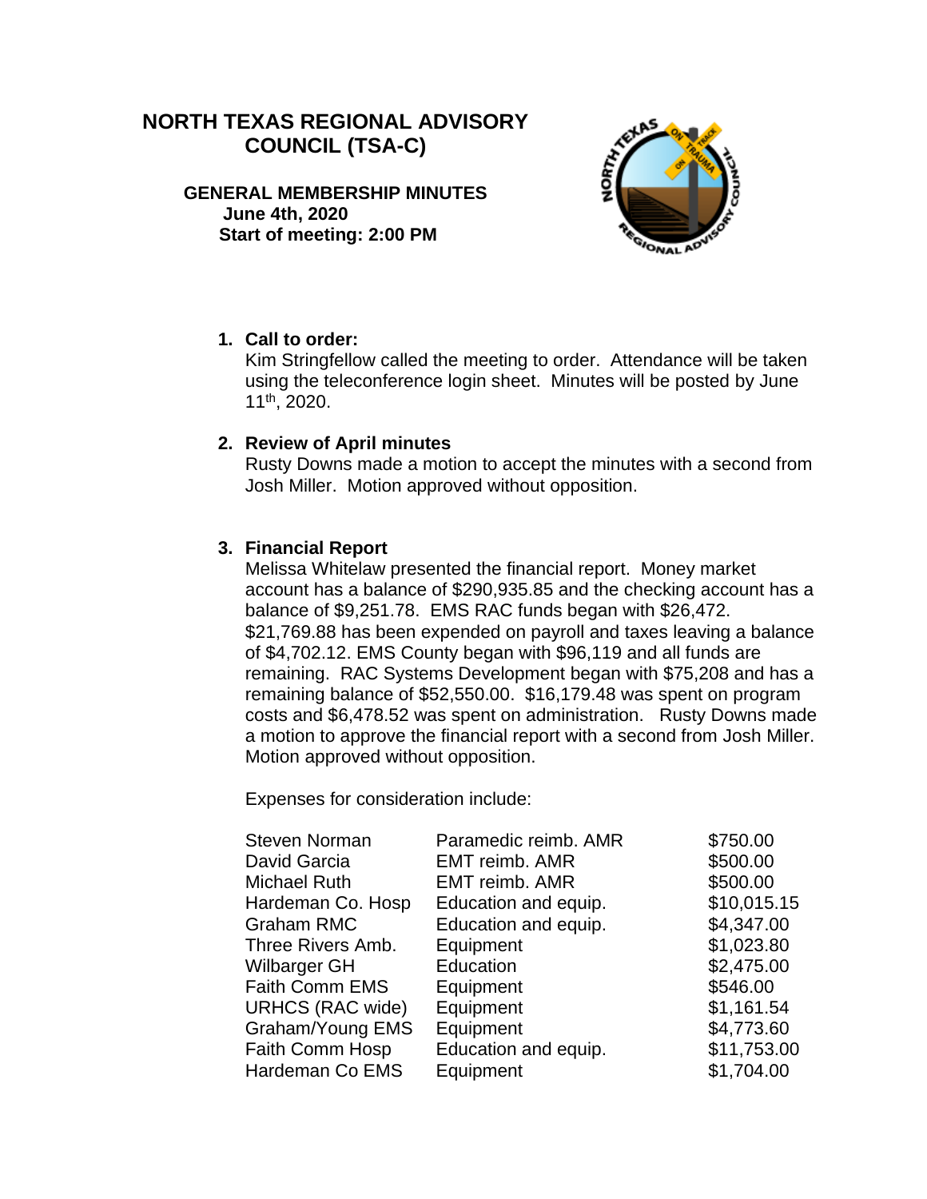# NORTH TEXAS REGIONAL ADVISORY COUNCIL (TSA-C)

**GENERAL MEMBERSHIP MINUTES**
**June 4th, 2020**
**Start of meeting: 2:00 PM**

1. **Call to order:**
   Kim Stringfellow called the meeting to order. Attendance will be taken using the teleconference login sheet. Minutes will be posted by June 11th, 2020.

2. **Review of April minutes**
   Rusty Downs made a motion to accept the minutes with a second from Josh Miller. Motion approved without opposition.

3. **Financial Report**
   Melissa Whitelaw presented the financial report. Money market account has a balance of $290,935.85 and the checking account has a balance of $9,251.78. EMS RAC funds began with $26,472. $21,769.88 has been expended on payroll and taxes leaving a balance of $4,702.12. EMS County began with $96,119 and all funds are remaining. RAC Systems Development began with $75,208 and has a remaining balance of $52,550.00. $16,179.48 was spent on program costs and $6,478.52 was spent on administration. Rusty Downs made a motion to approve the financial report with a second from Josh Miller. Motion approved without opposition.

   Expenses for consideration include:

| | | |
|---|---|---|
| Steven Norman | Paramedic reimb. AMR | $750.00 |
| David Garcia | EMT reimb. AMR | $500.00 |
| Michael Ruth | EMT reimb. AMR | $500.00 |
| Hardeman Co. Hosp | Education and equip. | $10,015.15 |
| Graham RMC | Education and equip. | $4,347.00 |
| Three Rivers Amb. | Equipment | $1,023.80 |
| Wilbarger GH | Education | $2,475.00 |
| Faith Comm EMS | Equipment | $546.00 |
| URHCS (RAC wide) | Equipment | $1,161.54 |
| Graham/Young EMS | Equipment | $4,773.60 |
| Faith Comm Hosp | Education and equip. | $11,753.00 |
| Hardeman Co EMS | Equipment | $1,704.00 |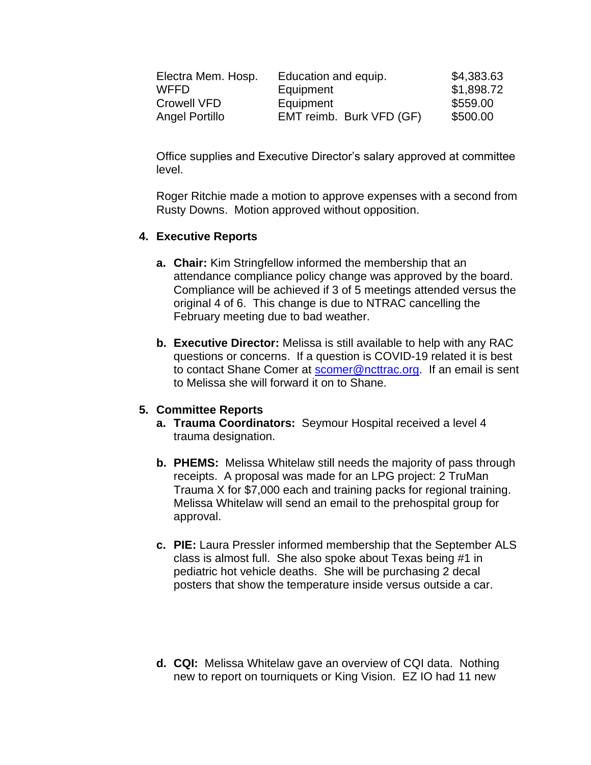| | | |
|---|---|---|
| Electra Mem. Hosp. | Education and equip. | $4,383.63 |
| WFFD | Equipment | $1,898.72 |
| Crowell VFD | Equipment | $559.00 |
| Angel Portillo | EMT reimb. Burk VFD (GF) | $500.00 |

Office supplies and Executive Director's salary approved at committee level.

Roger Ritchie made a motion to approve expenses with a second from Rusty Downs. Motion approved without opposition.

4. **Executive Reports**

   a. **Chair:** Kim Stringfellow informed the membership that an attendance compliance policy change was approved by the board. Compliance will be achieved if 3 of 5 meetings attended versus the original 4 of 6. This change is due to NTRAC cancelling the February meeting due to bad weather.

   b. **Executive Director:** Melissa is still available to help with any RAC questions or concerns. If a question is COVID-19 related it is best to contact Shane Comer at [scomer@ncttrac.org](mailto:scomer@ncttrac.org). If an email is sent to Melissa she will forward it on to Shane.

5. **Committee Reports**

   a. **Trauma Coordinators:** Seymour Hospital received a level 4 trauma designation.

   b. **PHEMS:** Melissa Whitelaw still needs the majority of pass through receipts. A proposal was made for an LPG project: 2 TruMan Trauma X for $7,000 each and training packs for regional training. Melissa Whitelaw will send an email to the prehospital group for approval.

   c. **PIE:** Laura Pressler informed membership that the September ALS class is almost full. She also spoke about Texas being #1 in pediatric hot vehicle deaths. She will be purchasing 2 decal posters that show the temperature inside versus outside a car.

   d. **CQI:** Melissa Whitelaw gave an overview of CQI data. Nothing new to report on tourniquets or King Vision. EZ IO had 11 new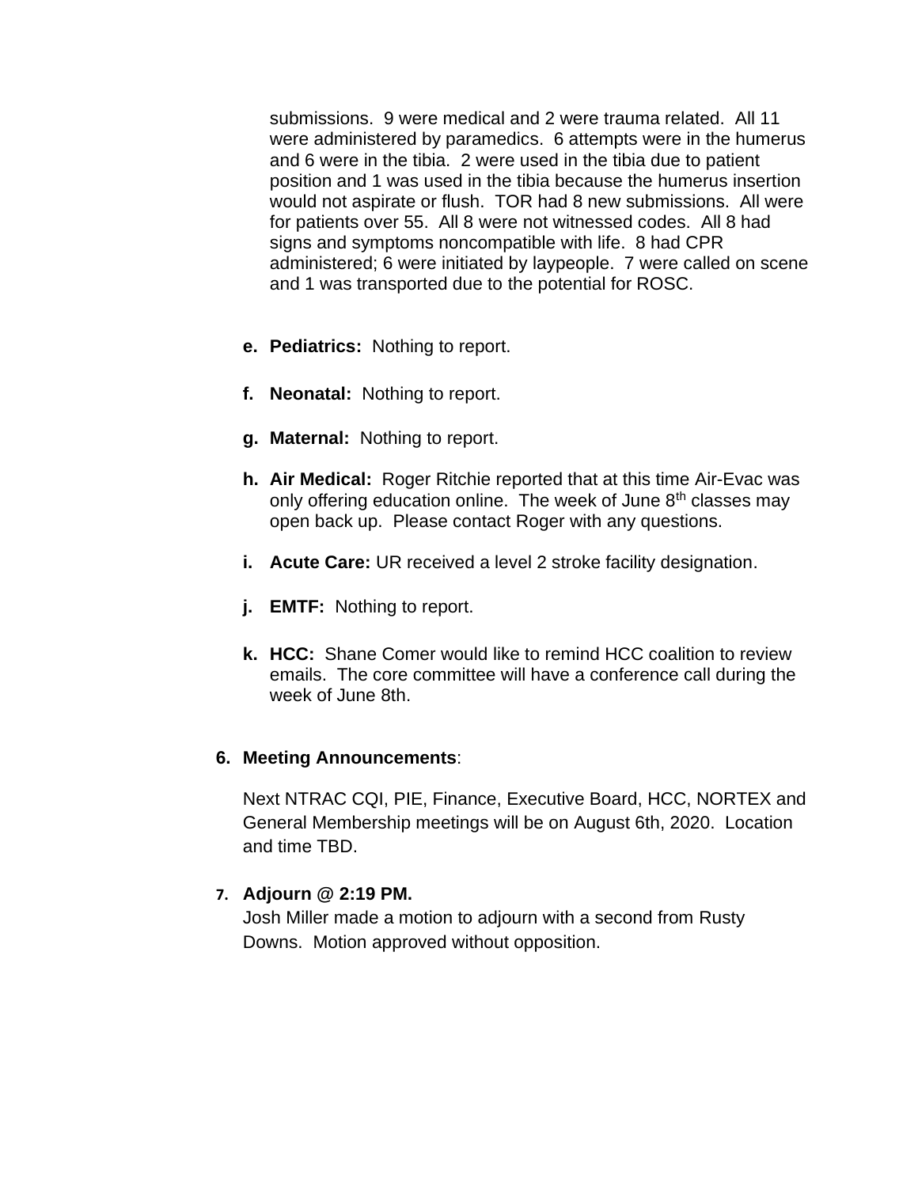submissions. 9 were medical and 2 were trauma related. All 11 were administered by paramedics. 6 attempts were in the humerus and 6 were in the tibia. 2 were used in the tibia due to patient position and 1 was used in the tibia because the humerus insertion would not aspirate or flush. TOR had 8 new submissions. All were for patients over 55. All 8 were not witnessed codes. All 8 had signs and symptoms noncompatible with life. 8 had CPR administered; 6 were initiated by laypeople. 7 were called on scene and 1 was transported due to the potential for ROSC.

e. **Pediatrics:** Nothing to report.

f. **Neonatal:** Nothing to report.

g. **Maternal:** Nothing to report.

h. **Air Medical:** Roger Ritchie reported that at this time Air-Evac was only offering education online. The week of June 8th classes may open back up. Please contact Roger with any questions.

i. **Acute Care:** UR received a level 2 stroke facility designation.

j. **EMTF:** Nothing to report.

k. **HCC:** Shane Comer would like to remind HCC coalition to review emails. The core committee will have a conference call during the week of June 8th.

6. **Meeting Announcements**:

   Next NTRAC CQI, PIE, Finance, Executive Board, HCC, NORTEX and General Membership meetings will be on August 6th, 2020. Location and time TBD.

7. **Adjourn @ 2:19 PM.**
   Josh Miller made a motion to adjourn with a second from Rusty Downs. Motion approved without opposition.